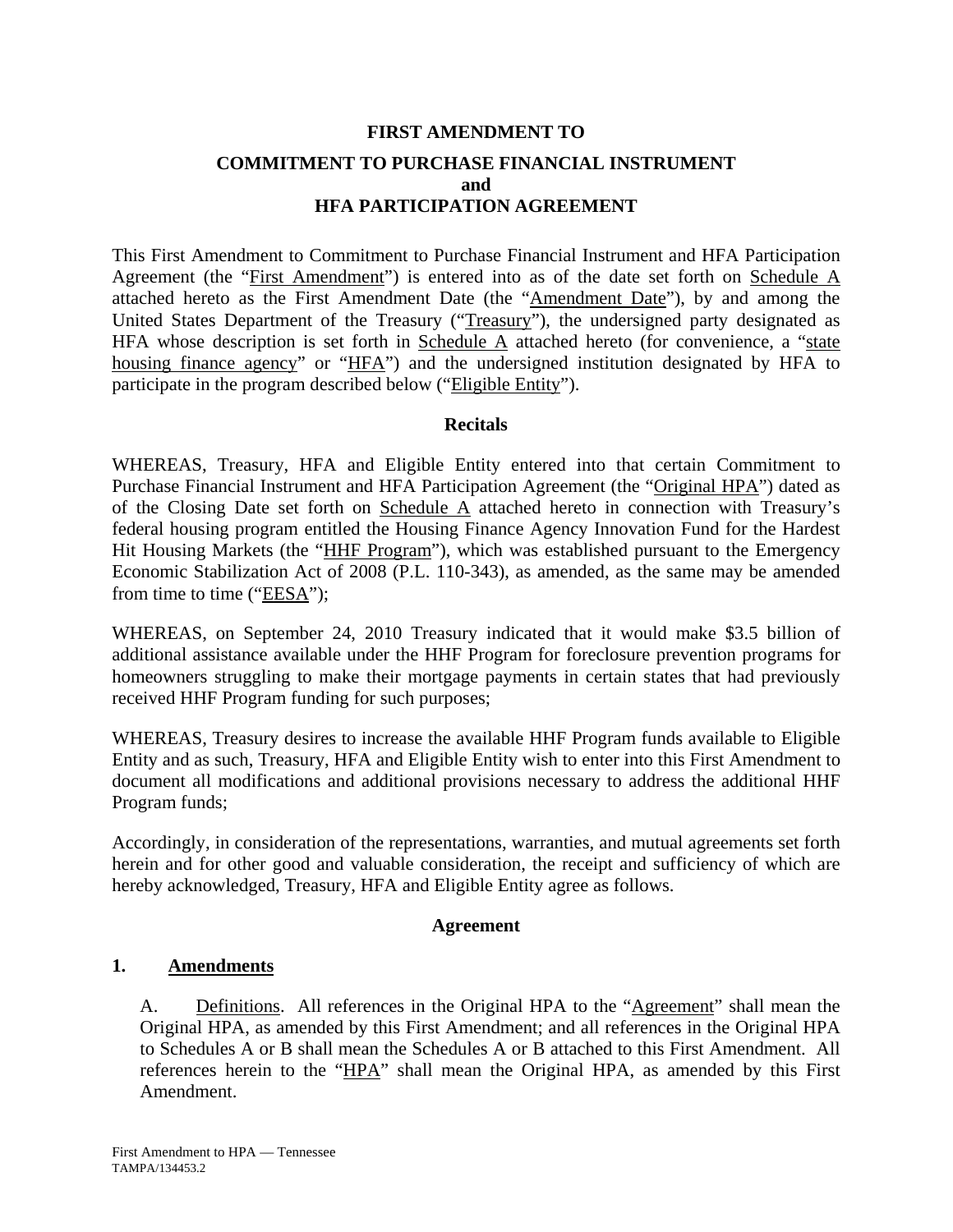**FIRST AMENDMENT TO**

**COMMITMENT TO PURCHASE FINANCIAL INSTRUMENT**
**and**
**HFA PARTICIPATION AGREEMENT**

This First Amendment to Commitment to Purchase Financial Instrument and HFA Participation Agreement (the "First Amendment") is entered into as of the date set forth on Schedule A attached hereto as the First Amendment Date (the "Amendment Date"), by and among the United States Department of the Treasury ("Treasury"), the undersigned party designated as HFA whose description is set forth in Schedule A attached hereto (for convenience, a "state housing finance agency" or "HFA") and the undersigned institution designated by HFA to participate in the program described below ("Eligible Entity").

**Recitals**

WHEREAS, Treasury, HFA and Eligible Entity entered into that certain Commitment to Purchase Financial Instrument and HFA Participation Agreement (the "Original HPA") dated as of the Closing Date set forth on Schedule A attached hereto in connection with Treasury's federal housing program entitled the Housing Finance Agency Innovation Fund for the Hardest Hit Housing Markets (the "HHF Program"), which was established pursuant to the Emergency Economic Stabilization Act of 2008 (P.L. 110-343), as amended, as the same may be amended from time to time ("EESA");

WHEREAS, on September 24, 2010 Treasury indicated that it would make $3.5 billion of additional assistance available under the HHF Program for foreclosure prevention programs for homeowners struggling to make their mortgage payments in certain states that had previously received HHF Program funding for such purposes;

WHEREAS, Treasury desires to increase the available HHF Program funds available to Eligible Entity and as such, Treasury, HFA and Eligible Entity wish to enter into this First Amendment to document all modifications and additional provisions necessary to address the additional HHF Program funds;

Accordingly, in consideration of the representations, warranties, and mutual agreements set forth herein and for other good and valuable consideration, the receipt and sufficiency of which are hereby acknowledged, Treasury, HFA and Eligible Entity agree as follows.

**Agreement**

**1. Amendments**

A. Definitions. All references in the Original HPA to the "Agreement" shall mean the Original HPA, as amended by this First Amendment; and all references in the Original HPA to Schedules A or B shall mean the Schedules A or B attached to this First Amendment. All references herein to the "HPA" shall mean the Original HPA, as amended by this First Amendment.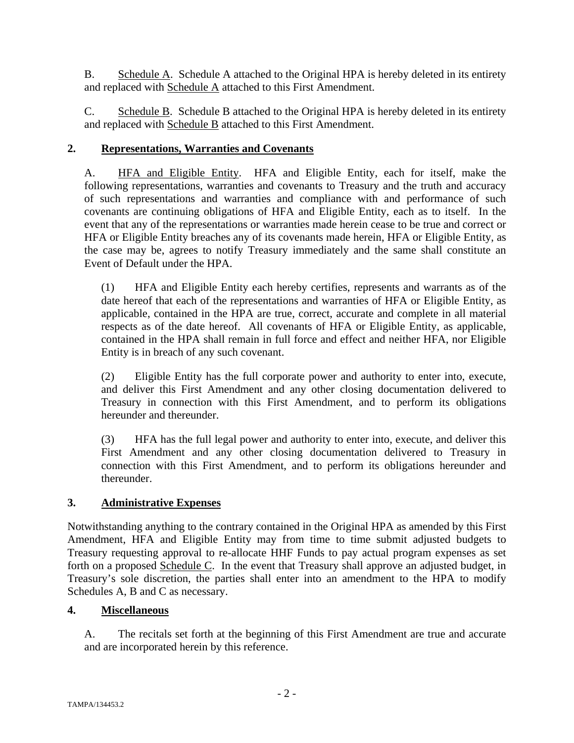B. Schedule A. Schedule A attached to the Original HPA is hereby deleted in its entirety and replaced with Schedule A attached to this First Amendment.

C. Schedule B. Schedule B attached to the Original HPA is hereby deleted in its entirety and replaced with Schedule B attached to this First Amendment.

## 2. Representations, Warranties and Covenants

A. HFA and Eligible Entity. HFA and Eligible Entity, each for itself, make the following representations, warranties and covenants to Treasury and the truth and accuracy of such representations and warranties and compliance with and performance of such covenants are continuing obligations of HFA and Eligible Entity, each as to itself. In the event that any of the representations or warranties made herein cease to be true and correct or HFA or Eligible Entity breaches any of its covenants made herein, HFA or Eligible Entity, as the case may be, agrees to notify Treasury immediately and the same shall constitute an Event of Default under the HPA.

(1) HFA and Eligible Entity each hereby certifies, represents and warrants as of the date hereof that each of the representations and warranties of HFA or Eligible Entity, as applicable, contained in the HPA are true, correct, accurate and complete in all material respects as of the date hereof. All covenants of HFA or Eligible Entity, as applicable, contained in the HPA shall remain in full force and effect and neither HFA, nor Eligible Entity is in breach of any such covenant.

(2) Eligible Entity has the full corporate power and authority to enter into, execute, and deliver this First Amendment and any other closing documentation delivered to Treasury in connection with this First Amendment, and to perform its obligations hereunder and thereunder.

(3) HFA has the full legal power and authority to enter into, execute, and deliver this First Amendment and any other closing documentation delivered to Treasury in connection with this First Amendment, and to perform its obligations hereunder and thereunder.

## 3. Administrative Expenses

Notwithstanding anything to the contrary contained in the Original HPA as amended by this First Amendment, HFA and Eligible Entity may from time to time submit adjusted budgets to Treasury requesting approval to re-allocate HHF Funds to pay actual program expenses as set forth on a proposed Schedule C. In the event that Treasury shall approve an adjusted budget, in Treasury's sole discretion, the parties shall enter into an amendment to the HPA to modify Schedules A, B and C as necessary.

## 4. Miscellaneous

A. The recitals set forth at the beginning of this First Amendment are true and accurate and are incorporated herein by this reference.

TAMPA/134453.2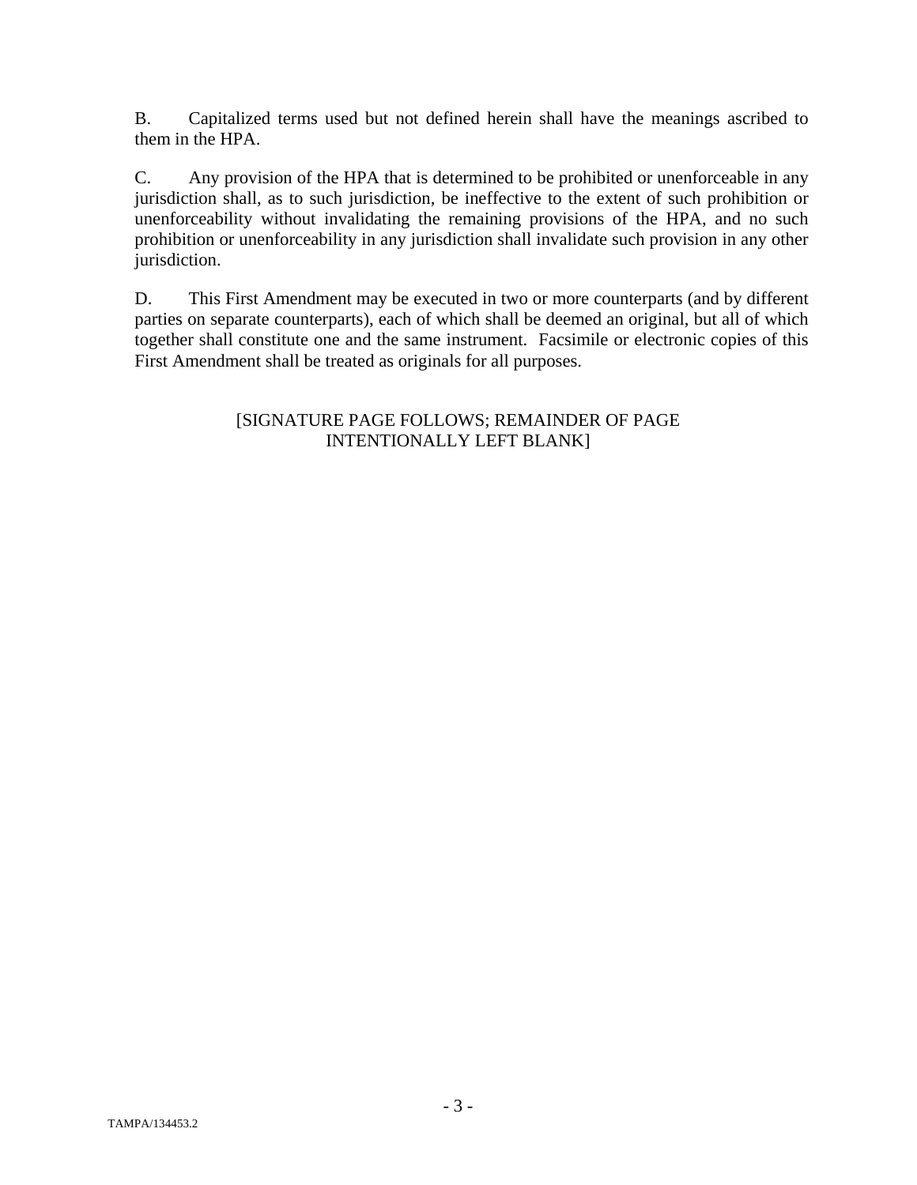B. Capitalized terms used but not defined herein shall have the meanings ascribed to them in the HPA.

C. Any provision of the HPA that is determined to be prohibited or unenforceable in any jurisdiction shall, as to such jurisdiction, be ineffective to the extent of such prohibition or unenforceability without invalidating the remaining provisions of the HPA, and no such prohibition or unenforceability in any jurisdiction shall invalidate such provision in any other jurisdiction.

D. This First Amendment may be executed in two or more counterparts (and by different parties on separate counterparts), each of which shall be deemed an original, but all of which together shall constitute one and the same instrument. Facsimile or electronic copies of this First Amendment shall be treated as originals for all purposes.

[SIGNATURE PAGE FOLLOWS; REMAINDER OF PAGE INTENTIONALLY LEFT BLANK]

TAMPA/134453.2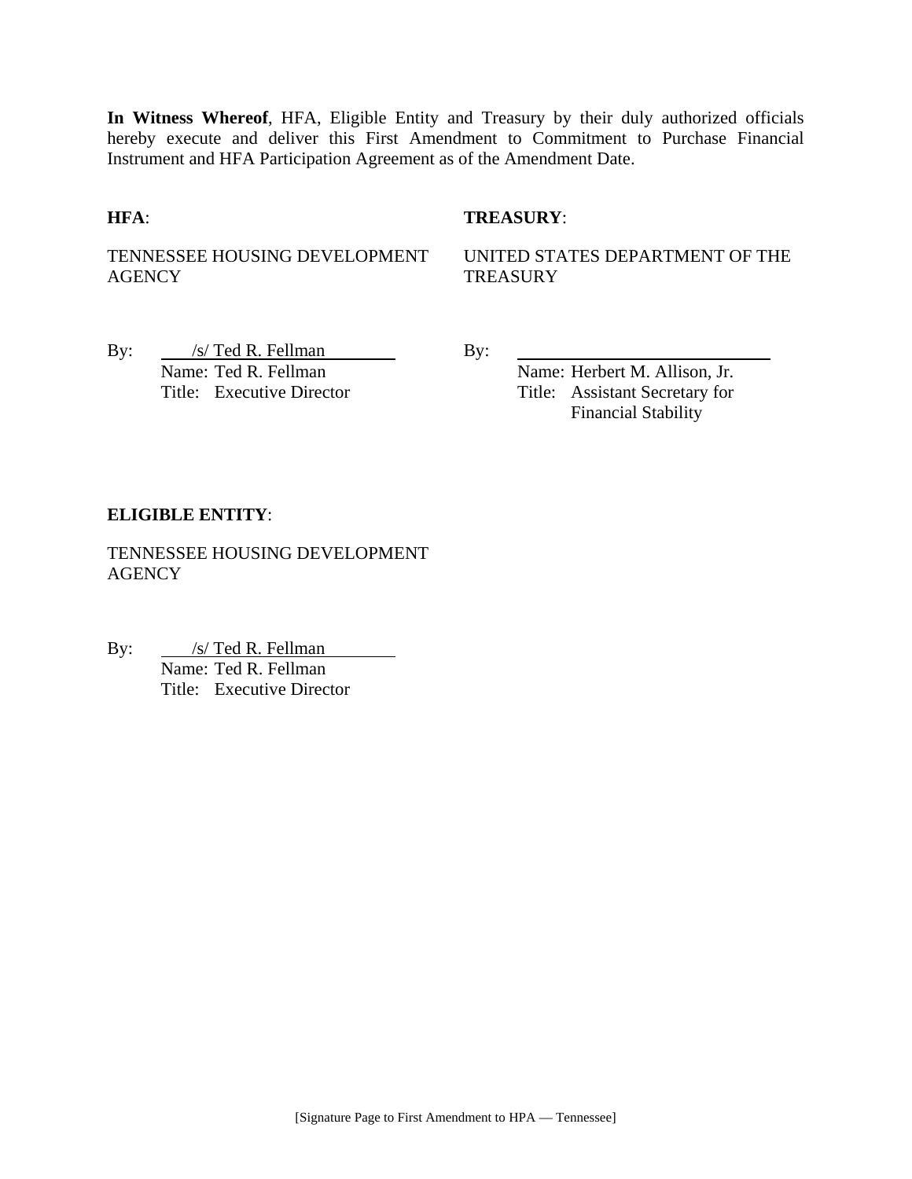**In Witness Whereof**, HFA, Eligible Entity and Treasury by their duly authorized officials hereby execute and deliver this First Amendment to Commitment to Purchase Financial Instrument and HFA Participation Agreement as of the Amendment Date.

**HFA**:

TENNESSEE HOUSING DEVELOPMENT AGENCY

By: /s/ Ted R. Fellman
Name: Ted R. Fellman
Title: Executive Director

**TREASURY**:

UNITED STATES DEPARTMENT OF THE TREASURY

By: ______________________________
Name: Herbert M. Allison, Jr.
Title: Assistant Secretary for Financial Stability

**ELIGIBLE ENTITY**:

TENNESSEE HOUSING DEVELOPMENT AGENCY

By: /s/ Ted R. Fellman
Name: Ted R. Fellman
Title: Executive Director

[Signature Page to First Amendment to HPA — Tennessee]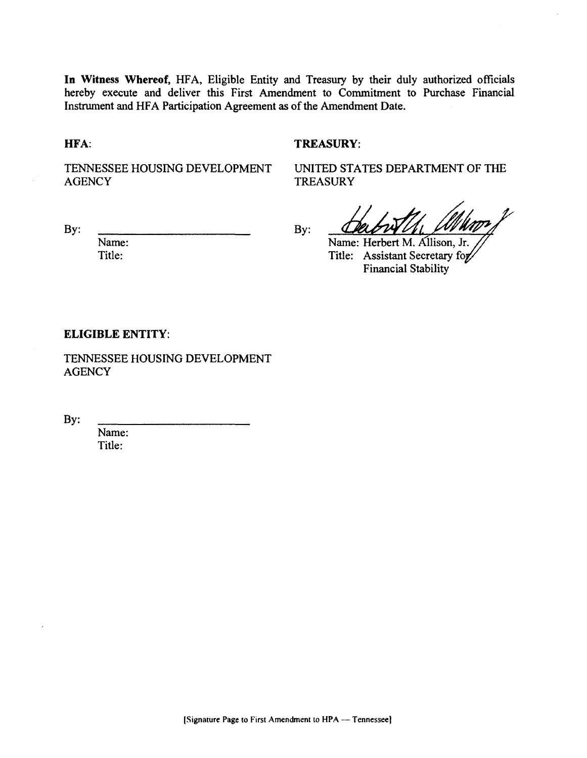**In Witness Whereof,** HFA, Eligible Entity and Treasury by their duly authorized officials hereby execute and deliver this First Amendment to Commitment to Purchase Financial Instrument and HFA Participation Agreement as of the Amendment Date.

**HFA**:

TENNESSEE HOUSING DEVELOPMENT AGENCY

By: \_\_\_\_\_\_\_\_\_\_\_\_\_\_\_\_\_\_\_\_\_\_\_\_

Name:

Title:

**TREASURY**:

UNITED STATES DEPARTMENT OF THE TREASURY

By: \_\_\_\_\_\_\_\_\_\_\_\_\_\_\_\_\_\_\_\_\_\_\_\_

Name: Herbert M. Allison, Jr.

Title: Assistant Secretary for Financial Stability

**ELIGIBLE ENTITY**:

TENNESSEE HOUSING DEVELOPMENT AGENCY

By: \_\_\_\_\_\_\_\_\_\_\_\_\_\_\_\_\_\_\_\_\_\_\_\_

Name:

Title:

[Signature Page to First Amendment to HPA — Tennessee]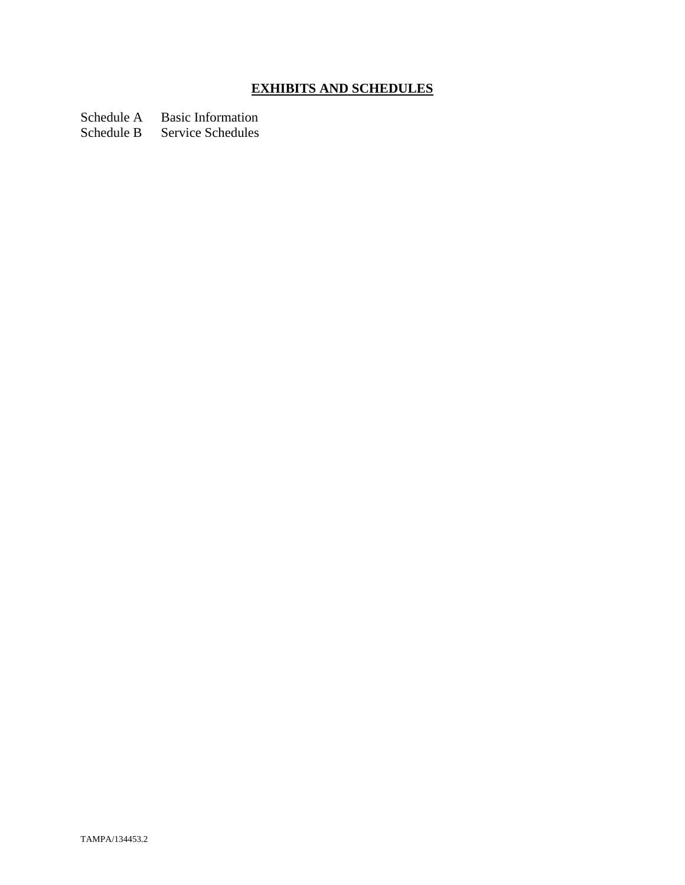# **EXHIBITS AND SCHEDULES**

Schedule A Basic Information
Schedule B Service Schedules

TAMPA/134453.2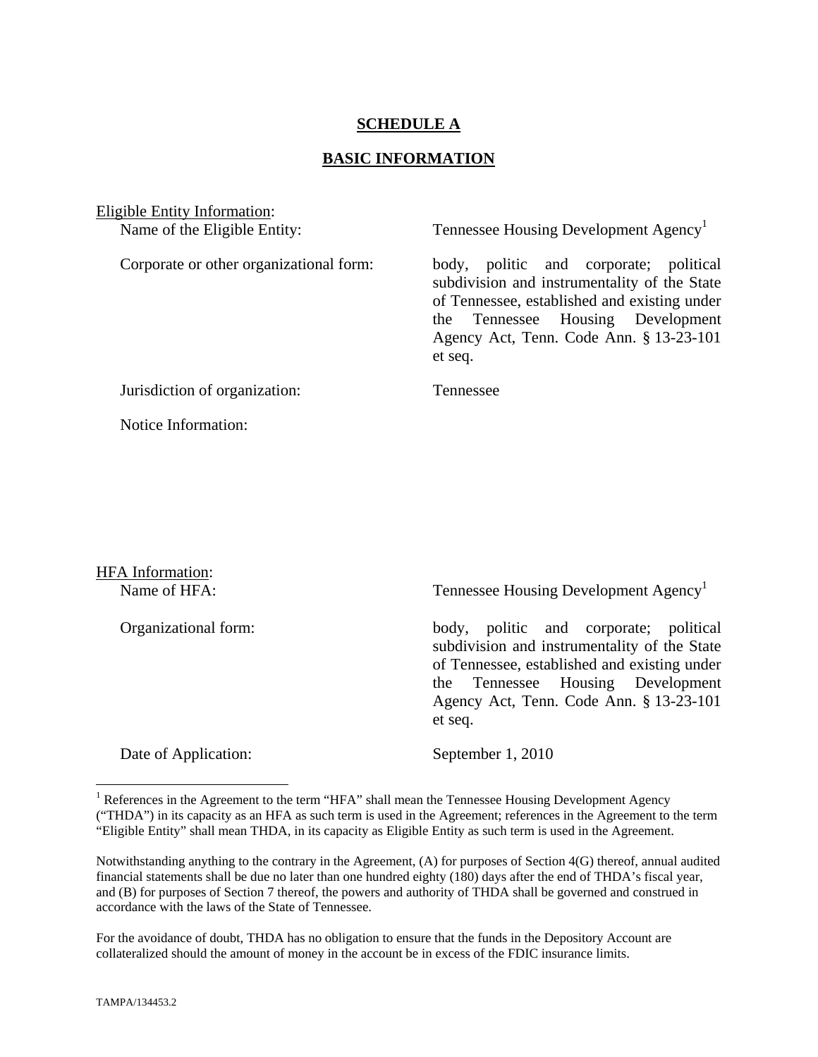# SCHEDULE A

## BASIC INFORMATION

Eligible Entity Information:

| | |
|---|---|
| Name of the Eligible Entity: | Tennessee Housing Development Agency[1] |
| Corporate or other organizational form: | body, politic and corporate; political subdivision and instrumentality of the State of Tennessee, established and existing under the Tennessee Housing Development Agency Act, Tenn. Code Ann. § 13-23-101 et seq. |
| Jurisdiction of organization: | Tennessee |
| Notice Information: | |

HFA Information:

| | |
|---|---|
| Name of HFA: | Tennessee Housing Development Agency[1] |
| Organizational form: | body, politic and corporate; political subdivision and instrumentality of the State of Tennessee, established and existing under the Tennessee Housing Development Agency Act, Tenn. Code Ann. § 13-23-101 et seq. |
| Date of Application: | September 1, 2010 |

---

[1] References in the Agreement to the term "HFA" shall mean the Tennessee Housing Development Agency ("THDA") in its capacity as an HFA as such term is used in the Agreement; references in the Agreement to the term "Eligible Entity" shall mean THDA, in its capacity as Eligible Entity as such term is used in the Agreement.

Notwithstanding anything to the contrary in the Agreement, (A) for purposes of Section 4(G) thereof, annual audited financial statements shall be due no later than one hundred eighty (180) days after the end of THDA's fiscal year, and (B) for purposes of Section 7 thereof, the powers and authority of THDA shall be governed and construed in accordance with the laws of the State of Tennessee.

For the avoidance of doubt, THDA has no obligation to ensure that the funds in the Depository Account are collateralized should the amount of money in the account be in excess of the FDIC insurance limits.

TAMPA/134453.2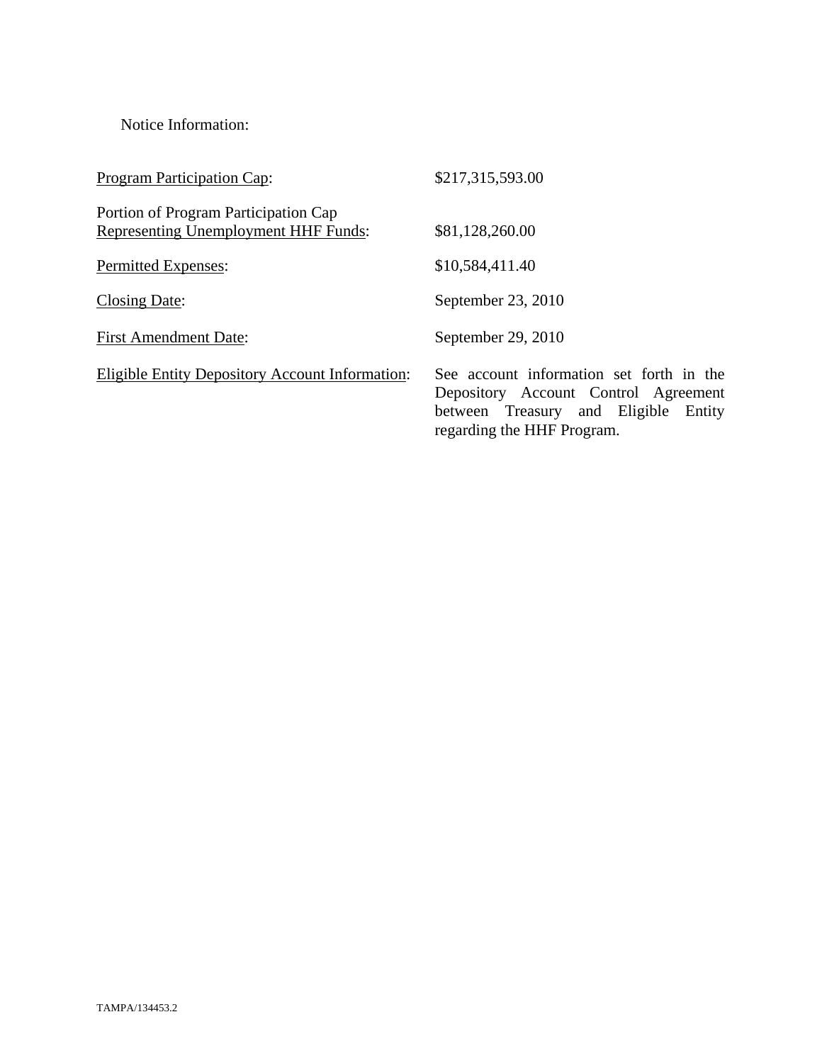Notice Information:

| | |
|---|---|
| <u>Program Participation Cap</u>: | $217,315,593.00 |
| Portion of Program Participation Cap <u>Representing Unemployment HHF Funds</u>: | $81,128,260.00 |
| <u>Permitted Expenses</u>: | $10,584,411.40 |
| <u>Closing Date</u>: | September 23, 2010 |
| <u>First Amendment Date</u>: | September 29, 2010 |
| <u>Eligible Entity Depository Account Information</u>: | See account information set forth in the Depository Account Control Agreement between Treasury and Eligible Entity regarding the HHF Program. |

TAMPA/134453.2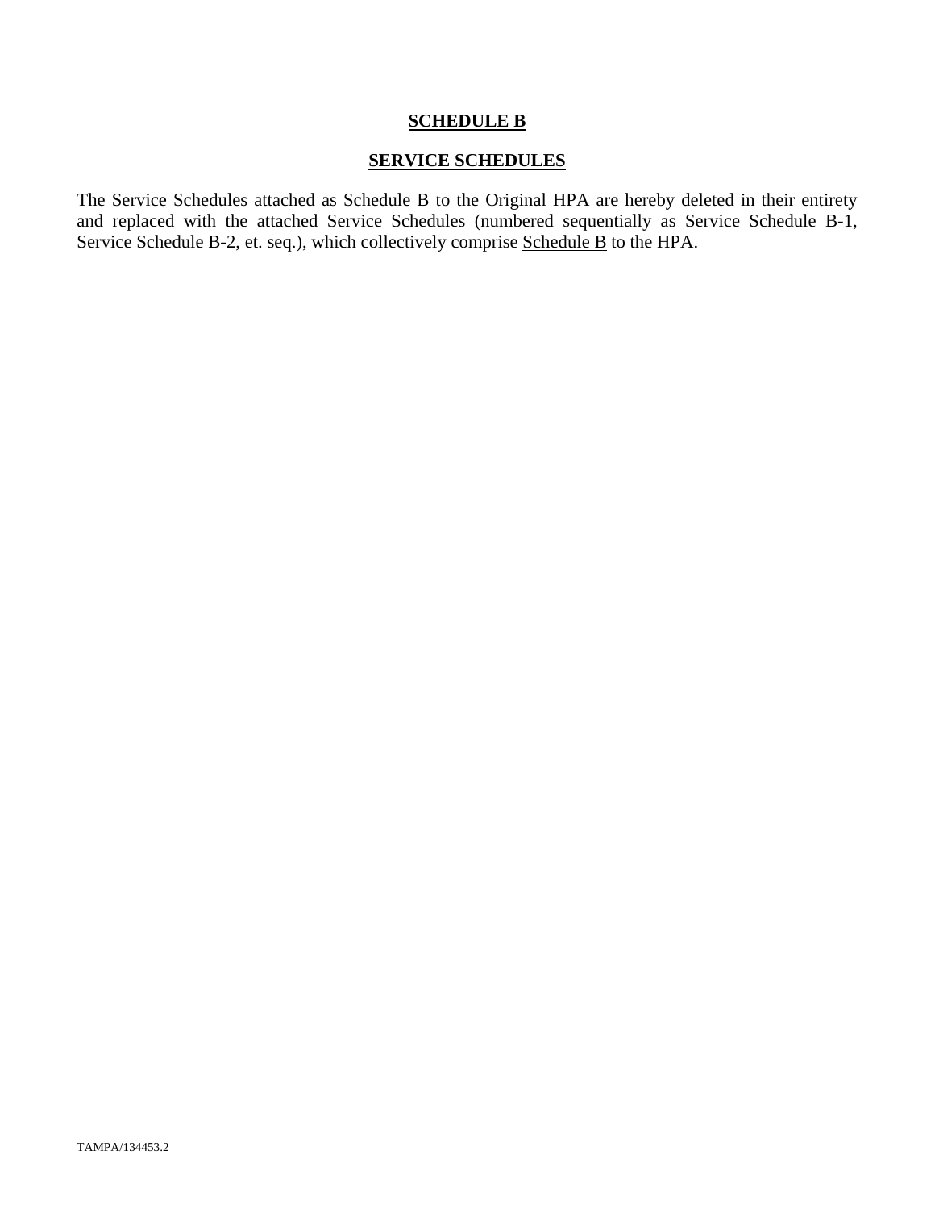# **SCHEDULE B**

## **SERVICE SCHEDULES**

The Service Schedules attached as Schedule B to the Original HPA are hereby deleted in their entirety and replaced with the attached Service Schedules (numbered sequentially as Service Schedule B-1, Service Schedule B-2, et. seq.), which collectively comprise Schedule B to the HPA.

TAMPA/134453.2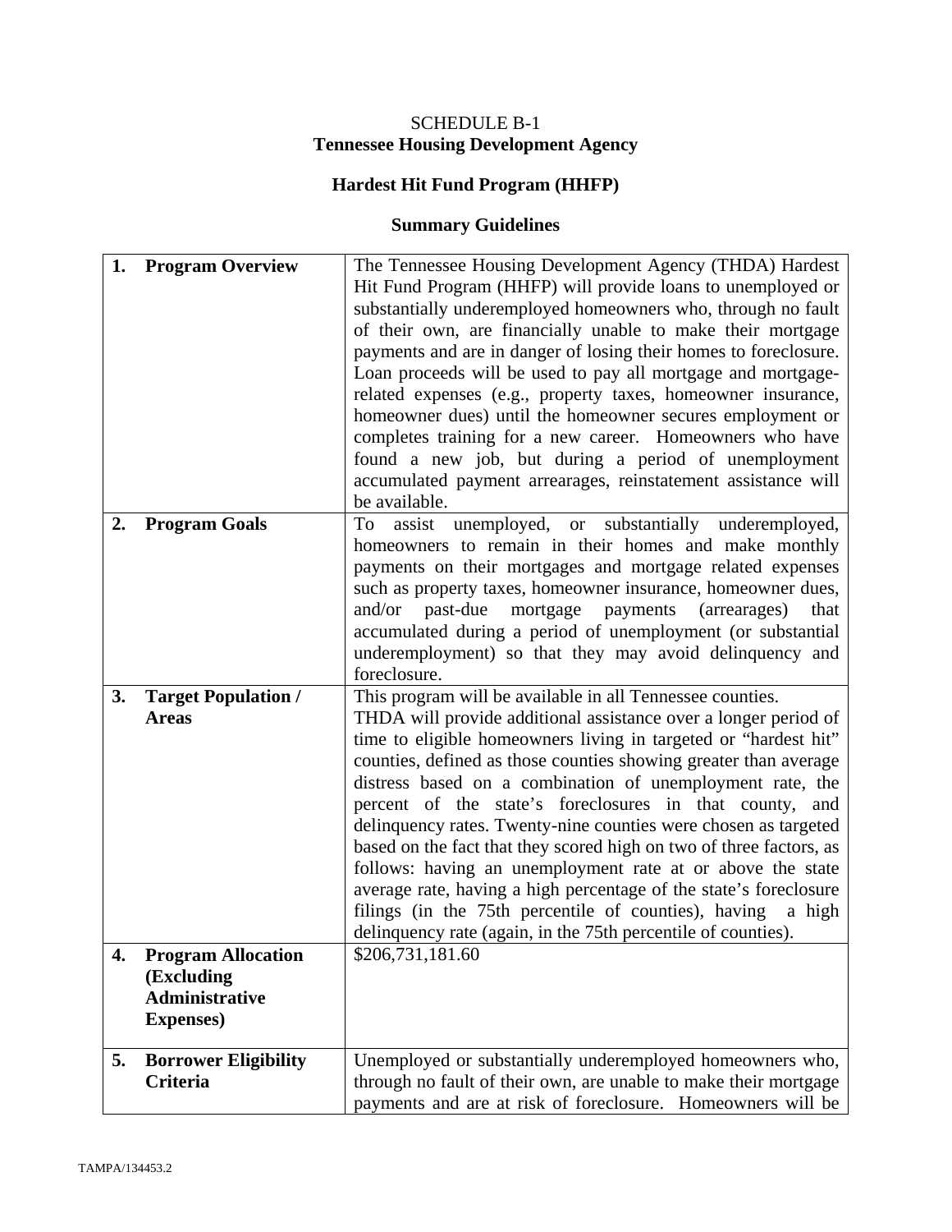SCHEDULE B-1

**Tennessee Housing Development Agency**

**Hardest Hit Fund Program (HHFP)**

**Summary Guidelines**

| | |
|---|---|
| **1. Program Overview** | The Tennessee Housing Development Agency (THDA) Hardest Hit Fund Program (HHFP) will provide loans to unemployed or substantially underemployed homeowners who, through no fault of their own, are financially unable to make their mortgage payments and are in danger of losing their homes to foreclosure. Loan proceeds will be used to pay all mortgage and mortgage-related expenses (e.g., property taxes, homeowner insurance, homeowner dues) until the homeowner secures employment or completes training for a new career. Homeowners who have found a new job, but during a period of unemployment accumulated payment arrearages, reinstatement assistance will be available. |
| **2. Program Goals** | To assist unemployed, or substantially underemployed, homeowners to remain in their homes and make monthly payments on their mortgages and mortgage related expenses such as property taxes, homeowner insurance, homeowner dues, and/or past-due mortgage payments (arrearages) that accumulated during a period of unemployment (or substantial underemployment) so that they may avoid delinquency and foreclosure. |
| **3. Target Population / Areas** | This program will be available in all Tennessee counties. THDA will provide additional assistance over a longer period of time to eligible homeowners living in targeted or "hardest hit" counties, defined as those counties showing greater than average distress based on a combination of unemployment rate, the percent of the state's foreclosures in that county, and delinquency rates. Twenty-nine counties were chosen as targeted based on the fact that they scored high on two of three factors, as follows: having an unemployment rate at or above the state average rate, having a high percentage of the state's foreclosure filings (in the 75th percentile of counties), having a high delinquency rate (again, in the 75th percentile of counties). |
| **4. Program Allocation (Excluding Administrative Expenses)** | \$206,731,181.60 |
| **5. Borrower Eligibility Criteria** | Unemployed or substantially underemployed homeowners who, through no fault of their own, are unable to make their mortgage payments and are at risk of foreclosure. Homeowners will be |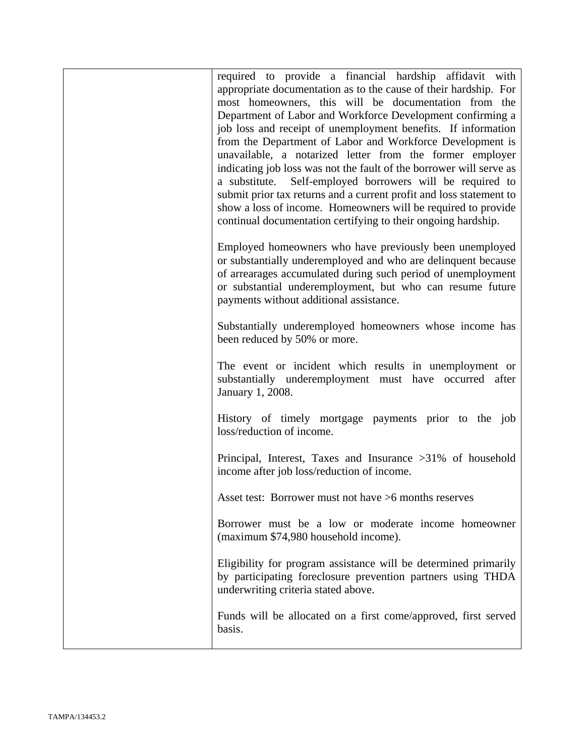| | |
|---|---|
| | required to provide a financial hardship affidavit with appropriate documentation as to the cause of their hardship. For most homeowners, this will be documentation from the Department of Labor and Workforce Development confirming a job loss and receipt of unemployment benefits. If information from the Department of Labor and Workforce Development is unavailable, a notarized letter from the former employer indicating job loss was not the fault of the borrower will serve as a substitute. Self-employed borrowers will be required to submit prior tax returns and a current profit and loss statement to show a loss of income. Homeowners will be required to provide continual documentation certifying to their ongoing hardship.<br><br>Employed homeowners who have previously been unemployed or substantially underemployed and who are delinquent because of arrearages accumulated during such period of unemployment or substantial underemployment, but who can resume future payments without additional assistance.<br><br>Substantially underemployed homeowners whose income has been reduced by 50% or more.<br><br>The event or incident which results in unemployment or substantially underemployment must have occurred after January 1, 2008.<br><br>History of timely mortgage payments prior to the job loss/reduction of income.<br><br>Principal, Interest, Taxes and Insurance >31% of household income after job loss/reduction of income.<br><br>Asset test: Borrower must not have >6 months reserves<br><br>Borrower must be a low or moderate income homeowner (maximum $74,980 household income).<br><br>Eligibility for program assistance will be determined primarily by participating foreclosure prevention partners using THDA underwriting criteria stated above.<br><br>Funds will be allocated on a first come/approved, first served basis. |

TAMPA/134453.2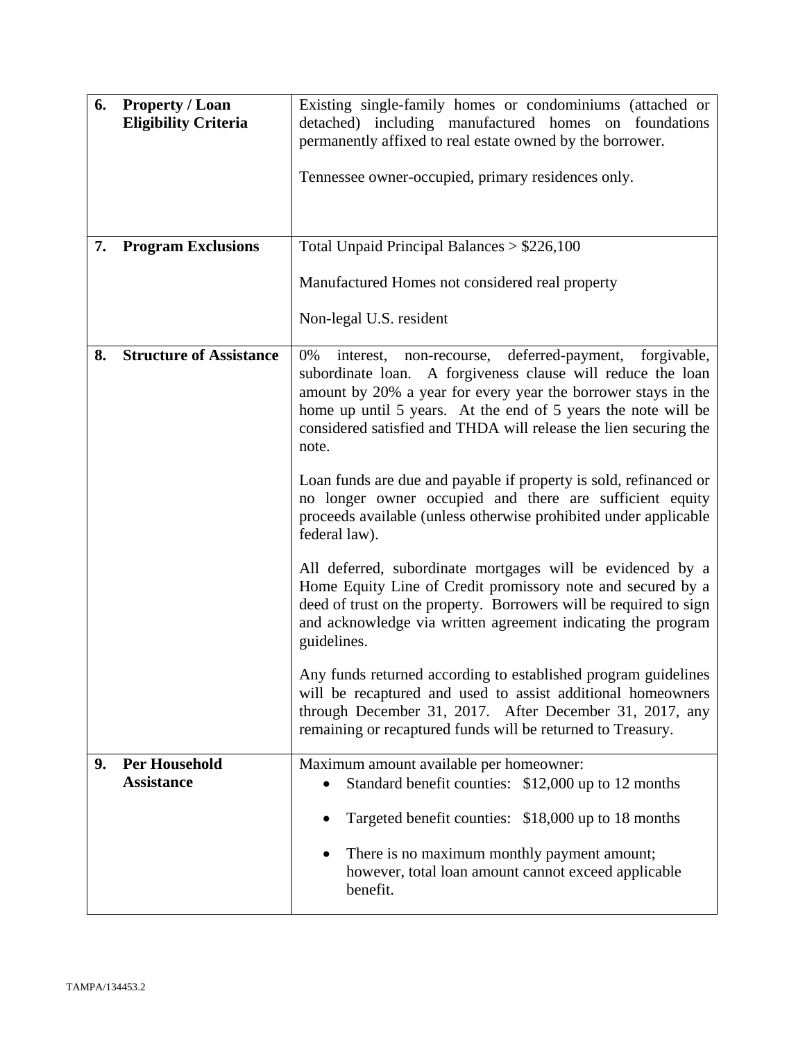| | | |
|---|---|---|
| **6.** | **Property / Loan Eligibility Criteria** | Existing single-family homes or condominiums (attached or detached) including manufactured homes on foundations permanently affixed to real estate owned by the borrower.<br><br>Tennessee owner-occupied, primary residences only. |
| **7.** | **Program Exclusions** | Total Unpaid Principal Balances > $226,100<br><br>Manufactured Homes not considered real property<br><br>Non-legal U.S. resident |
| **8.** | **Structure of Assistance** | 0% interest, non-recourse, deferred-payment, forgivable, subordinate loan. A forgiveness clause will reduce the loan amount by 20% a year for every year the borrower stays in the home up until 5 years. At the end of 5 years the note will be considered satisfied and THDA will release the lien securing the note.<br><br>Loan funds are due and payable if property is sold, refinanced or no longer owner occupied and there are sufficient equity proceeds available (unless otherwise prohibited under applicable federal law).<br><br>All deferred, subordinate mortgages will be evidenced by a Home Equity Line of Credit promissory note and secured by a deed of trust on the property. Borrowers will be required to sign and acknowledge via written agreement indicating the program guidelines.<br><br>Any funds returned according to established program guidelines will be recaptured and used to assist additional homeowners through December 31, 2017. After December 31, 2017, any remaining or recaptured funds will be returned to Treasury. |
| **9.** | **Per Household Assistance** | Maximum amount available per homeowner:<br>• Standard benefit counties: $12,000 up to 12 months<br>• Targeted benefit counties: $18,000 up to 18 months<br>• There is no maximum monthly payment amount; however, total loan amount cannot exceed applicable benefit. |

TAMPA/134453.2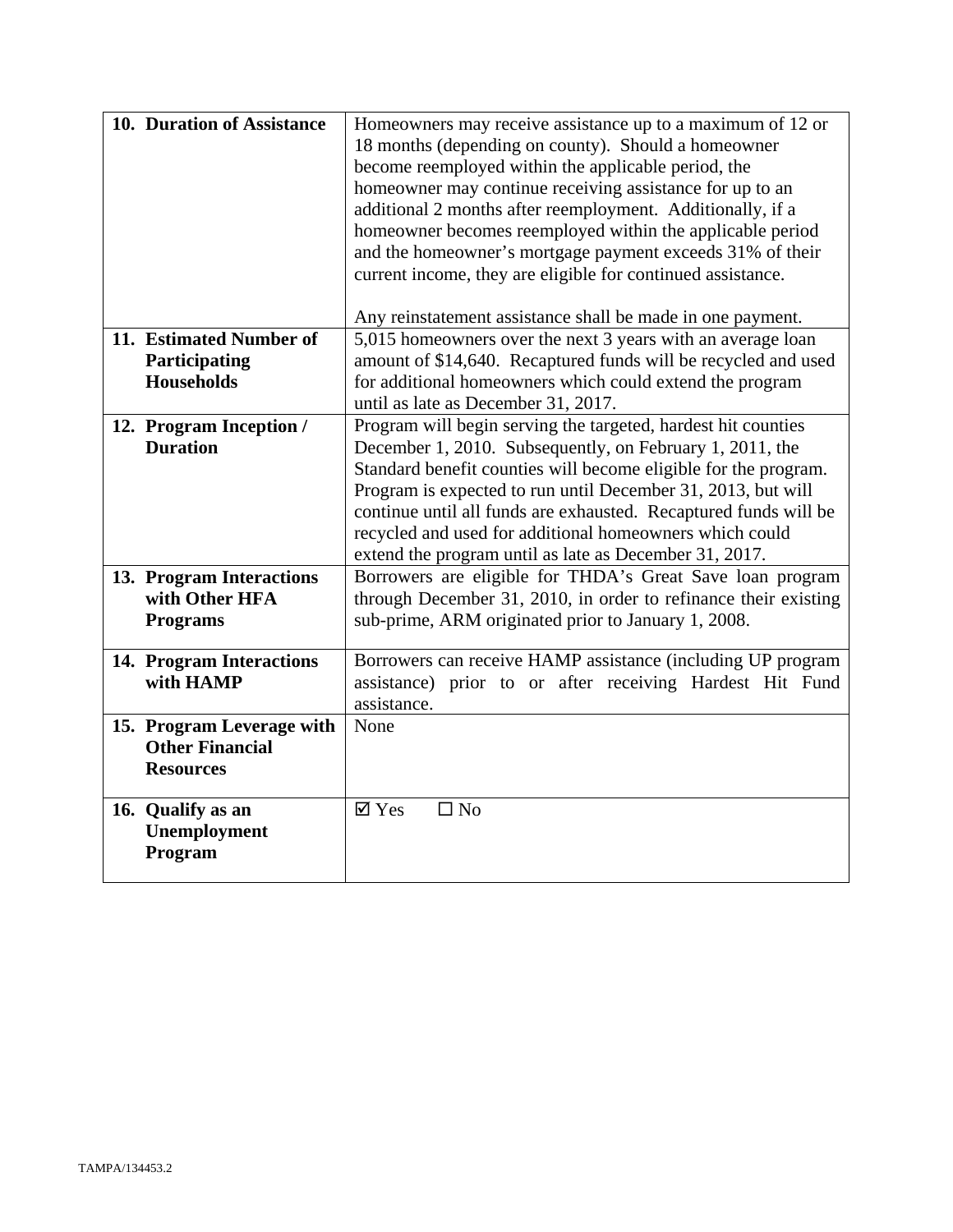| | |
|---|---|
| **10. Duration of Assistance** | Homeowners may receive assistance up to a maximum of 12 or 18 months (depending on county). Should a homeowner become reemployed within the applicable period, the homeowner may continue receiving assistance for up to an additional 2 months after reemployment. Additionally, if a homeowner becomes reemployed within the applicable period and the homeowner's mortgage payment exceeds 31% of their current income, they are eligible for continued assistance.<br><br>Any reinstatement assistance shall be made in one payment. |
| **11. Estimated Number of Participating Households** | 5,015 homeowners over the next 3 years with an average loan amount of $14,640. Recaptured funds will be recycled and used for additional homeowners which could extend the program until as late as December 31, 2017. |
| **12. Program Inception / Duration** | Program will begin serving the targeted, hardest hit counties December 1, 2010. Subsequently, on February 1, 2011, the Standard benefit counties will become eligible for the program. Program is expected to run until December 31, 2013, but will continue until all funds are exhausted. Recaptured funds will be recycled and used for additional homeowners which could extend the program until as late as December 31, 2017. |
| **13. Program Interactions with Other HFA Programs** | Borrowers are eligible for THDA's Great Save loan program through December 31, 2010, in order to refinance their existing sub-prime, ARM originated prior to January 1, 2008. |
| **14. Program Interactions with HAMP** | Borrowers can receive HAMP assistance (including UP program assistance) prior to or after receiving Hardest Hit Fund assistance. |
| **15. Program Leverage with Other Financial Resources** | None |
| **16. Qualify as an Unemployment Program** | ☑ Yes ☐ No |

TAMPA/134453.2